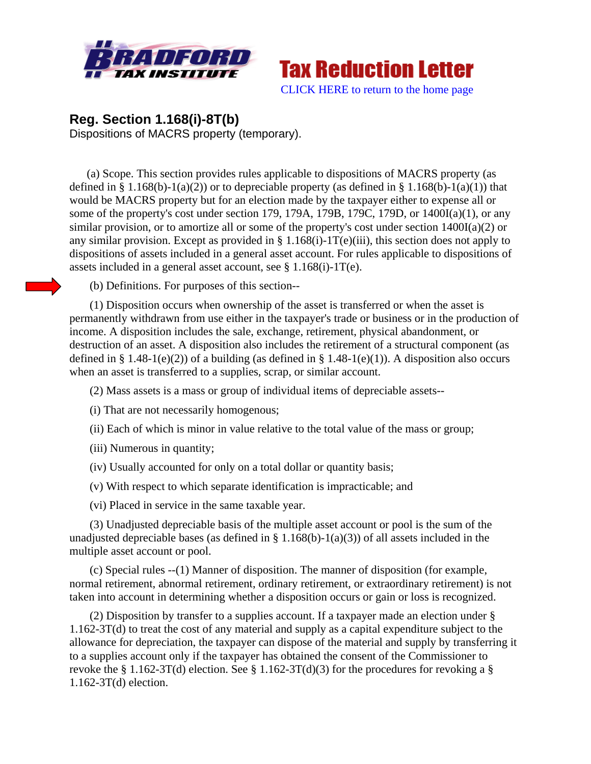Bradford Tax Institute

Tax Reduction Letter

CLICK HERE to return to the home page

## Reg. Section 1.168(i)-8T(b)

Dispositions of MACRS property (temporary).

(a) Scope. This section provides rules applicable to dispositions of MACRS property (as defined in § 1.168(b)-1(a)(2)) or to depreciable property (as defined in § 1.168(b)-1(a)(1)) that would be MACRS property but for an election made by the taxpayer either to expense all or some of the property's cost under section 179, 179A, 179B, 179C, 179D, or 1400I(a)(1), or any similar provision, or to amortize all or some of the property's cost under section 1400I(a)(2) or any similar provision. Except as provided in § 1.168(i)-1T(e)(iii), this section does not apply to dispositions of assets included in a general asset account. For rules applicable to dispositions of assets included in a general asset account, see § 1.168(i)-1T(e).

(b) Definitions. For purposes of this section--

(1) Disposition occurs when ownership of the asset is transferred or when the asset is permanently withdrawn from use either in the taxpayer's trade or business or in the production of income. A disposition includes the sale, exchange, retirement, physical abandonment, or destruction of an asset. A disposition also includes the retirement of a structural component (as defined in § 1.48-1(e)(2)) of a building (as defined in § 1.48-1(e)(1)). A disposition also occurs when an asset is transferred to a supplies, scrap, or similar account.

(2) Mass assets is a mass or group of individual items of depreciable assets--

(i) That are not necessarily homogenous;

(ii) Each of which is minor in value relative to the total value of the mass or group;

(iii) Numerous in quantity;

(iv) Usually accounted for only on a total dollar or quantity basis;

(v) With respect to which separate identification is impracticable; and

(vi) Placed in service in the same taxable year.

(3) Unadjusted depreciable basis of the multiple asset account or pool is the sum of the unadjusted depreciable bases (as defined in § 1.168(b)-1(a)(3)) of all assets included in the multiple asset account or pool.

(c) Special rules --(1) Manner of disposition. The manner of disposition (for example, normal retirement, abnormal retirement, ordinary retirement, or extraordinary retirement) is not taken into account in determining whether a disposition occurs or gain or loss is recognized.

(2) Disposition by transfer to a supplies account. If a taxpayer made an election under § 1.162-3T(d) to treat the cost of any material and supply as a capital expenditure subject to the allowance for depreciation, the taxpayer can dispose of the material and supply by transferring it to a supplies account only if the taxpayer has obtained the consent of the Commissioner to revoke the § 1.162-3T(d) election. See § 1.162-3T(d)(3) for the procedures for revoking a § 1.162-3T(d) election.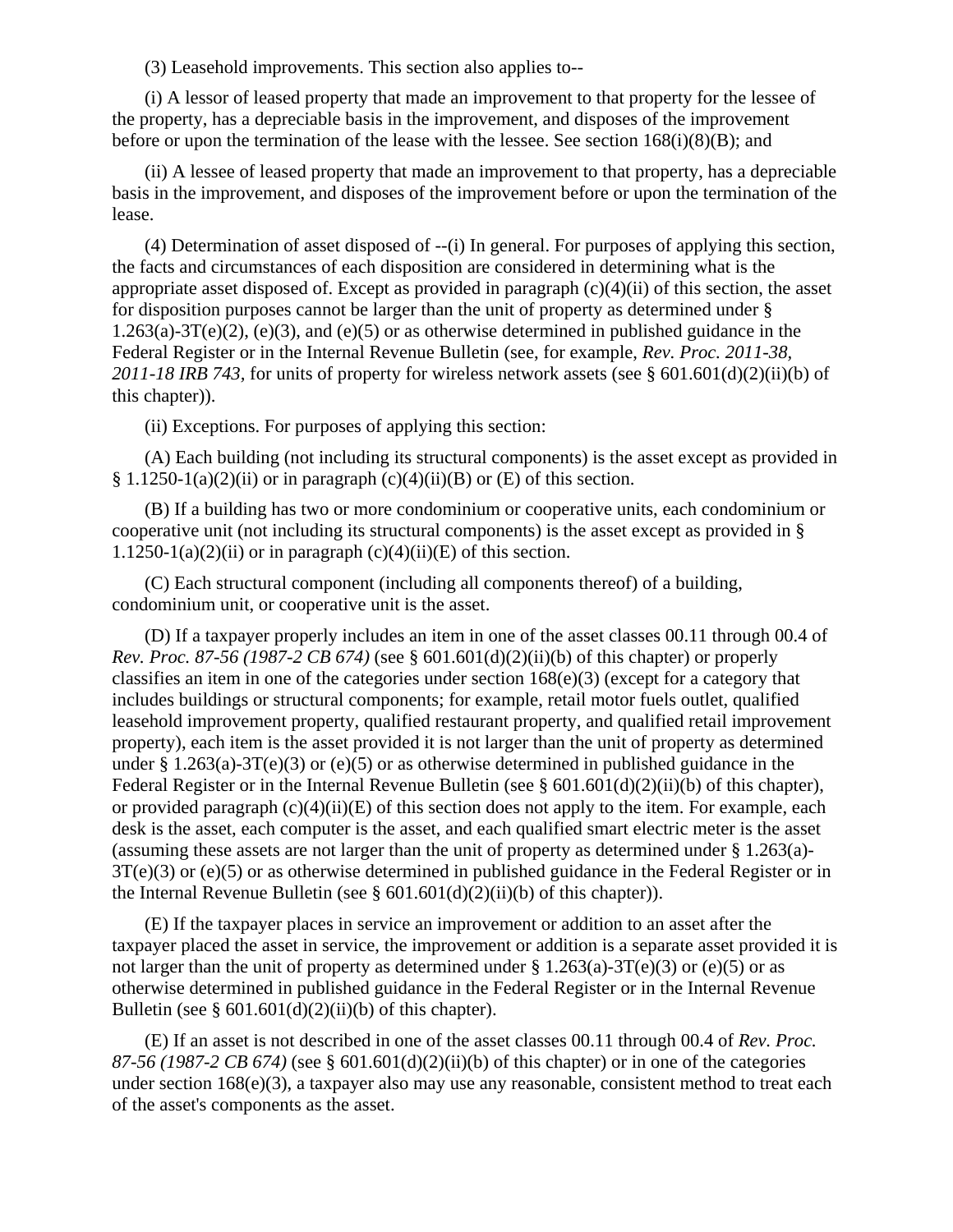(3) Leasehold improvements. This section also applies to--

(i) A lessor of leased property that made an improvement to that property for the lessee of the property, has a depreciable basis in the improvement, and disposes of the improvement before or upon the termination of the lease with the lessee. See section 168(i)(8)(B); and

(ii) A lessee of leased property that made an improvement to that property, has a depreciable basis in the improvement, and disposes of the improvement before or upon the termination of the lease.

(4) Determination of asset disposed of --(i) In general. For purposes of applying this section, the facts and circumstances of each disposition are considered in determining what is the appropriate asset disposed of. Except as provided in paragraph (c)(4)(ii) of this section, the asset for disposition purposes cannot be larger than the unit of property as determined under § 1.263(a)-3T(e)(2), (e)(3), and (e)(5) or as otherwise determined in published guidance in the Federal Register or in the Internal Revenue Bulletin (see, for example, *Rev. Proc. 2011-38, 2011-18 IRB 743,* for units of property for wireless network assets (see § 601.601(d)(2)(ii)(b) of this chapter)).

(ii) Exceptions. For purposes of applying this section:

(A) Each building (not including its structural components) is the asset except as provided in § 1.1250-1(a)(2)(ii) or in paragraph (c)(4)(ii)(B) or (E) of this section.

(B) If a building has two or more condominium or cooperative units, each condominium or cooperative unit (not including its structural components) is the asset except as provided in § 1.1250-1(a)(2)(ii) or in paragraph (c)(4)(ii)(E) of this section.

(C) Each structural component (including all components thereof) of a building, condominium unit, or cooperative unit is the asset.

(D) If a taxpayer properly includes an item in one of the asset classes 00.11 through 00.4 of *Rev. Proc. 87-56 (1987-2 CB 674)* (see § 601.601(d)(2)(ii)(b) of this chapter) or properly classifies an item in one of the categories under section 168(e)(3) (except for a category that includes buildings or structural components; for example, retail motor fuels outlet, qualified leasehold improvement property, qualified restaurant property, and qualified retail improvement property), each item is the asset provided it is not larger than the unit of property as determined under § 1.263(a)-3T(e)(3) or (e)(5) or as otherwise determined in published guidance in the Federal Register or in the Internal Revenue Bulletin (see § 601.601(d)(2)(ii)(b) of this chapter), or provided paragraph (c)(4)(ii)(E) of this section does not apply to the item. For example, each desk is the asset, each computer is the asset, and each qualified smart electric meter is the asset (assuming these assets are not larger than the unit of property as determined under § 1.263(a)-3T(e)(3) or (e)(5) or as otherwise determined in published guidance in the Federal Register or in the Internal Revenue Bulletin (see § 601.601(d)(2)(ii)(b) of this chapter)).

(E) If the taxpayer places in service an improvement or addition to an asset after the taxpayer placed the asset in service, the improvement or addition is a separate asset provided it is not larger than the unit of property as determined under § 1.263(a)-3T(e)(3) or (e)(5) or as otherwise determined in published guidance in the Federal Register or in the Internal Revenue Bulletin (see § 601.601(d)(2)(ii)(b) of this chapter).

(E) If an asset is not described in one of the asset classes 00.11 through 00.4 of *Rev. Proc. 87-56 (1987-2 CB 674)* (see § 601.601(d)(2)(ii)(b) of this chapter) or in one of the categories under section 168(e)(3), a taxpayer also may use any reasonable, consistent method to treat each of the asset's components as the asset.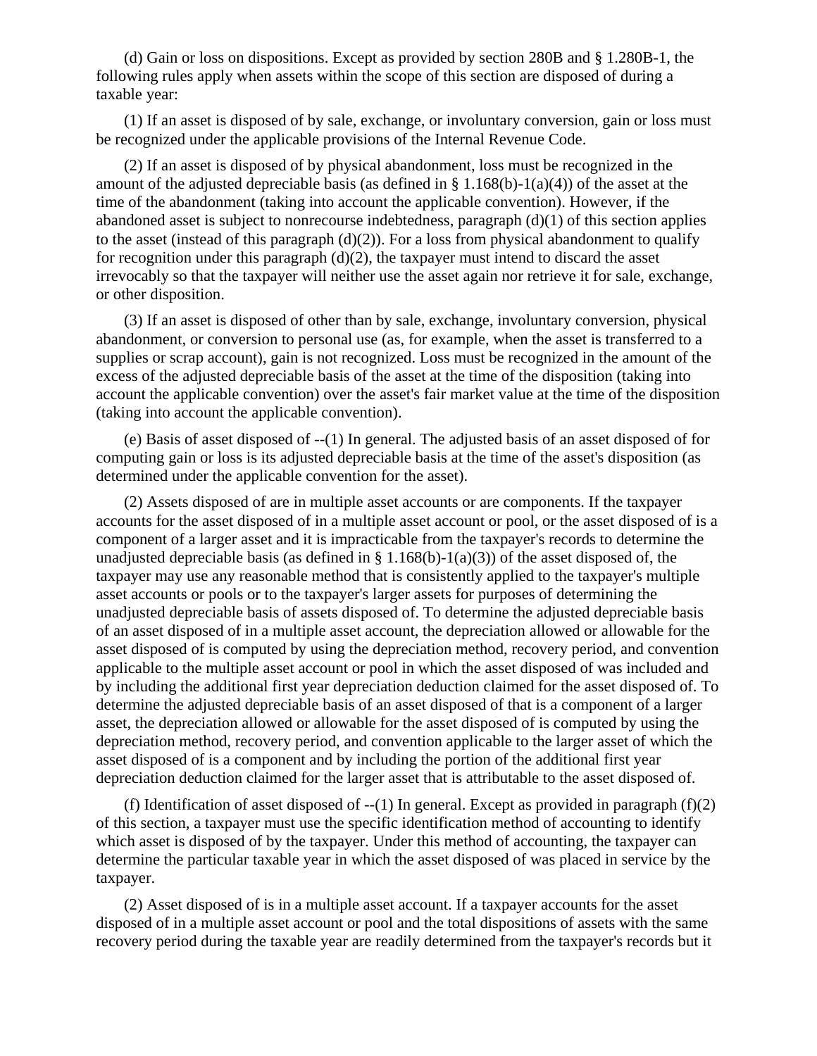(d) Gain or loss on dispositions. Except as provided by section 280B and § 1.280B-1, the following rules apply when assets within the scope of this section are disposed of during a taxable year:

(1) If an asset is disposed of by sale, exchange, or involuntary conversion, gain or loss must be recognized under the applicable provisions of the Internal Revenue Code.

(2) If an asset is disposed of by physical abandonment, loss must be recognized in the amount of the adjusted depreciable basis (as defined in § 1.168(b)-1(a)(4)) of the asset at the time of the abandonment (taking into account the applicable convention). However, if the abandoned asset is subject to nonrecourse indebtedness, paragraph (d)(1) of this section applies to the asset (instead of this paragraph (d)(2)). For a loss from physical abandonment to qualify for recognition under this paragraph (d)(2), the taxpayer must intend to discard the asset irrevocably so that the taxpayer will neither use the asset again nor retrieve it for sale, exchange, or other disposition.

(3) If an asset is disposed of other than by sale, exchange, involuntary conversion, physical abandonment, or conversion to personal use (as, for example, when the asset is transferred to a supplies or scrap account), gain is not recognized. Loss must be recognized in the amount of the excess of the adjusted depreciable basis of the asset at the time of the disposition (taking into account the applicable convention) over the asset's fair market value at the time of the disposition (taking into account the applicable convention).

(e) Basis of asset disposed of --(1) In general. The adjusted basis of an asset disposed of for computing gain or loss is its adjusted depreciable basis at the time of the asset's disposition (as determined under the applicable convention for the asset).

(2) Assets disposed of are in multiple asset accounts or are components. If the taxpayer accounts for the asset disposed of in a multiple asset account or pool, or the asset disposed of is a component of a larger asset and it is impracticable from the taxpayer's records to determine the unadjusted depreciable basis (as defined in § 1.168(b)-1(a)(3)) of the asset disposed of, the taxpayer may use any reasonable method that is consistently applied to the taxpayer's multiple asset accounts or pools or to the taxpayer's larger assets for purposes of determining the unadjusted depreciable basis of assets disposed of. To determine the adjusted depreciable basis of an asset disposed of in a multiple asset account, the depreciation allowed or allowable for the asset disposed of is computed by using the depreciation method, recovery period, and convention applicable to the multiple asset account or pool in which the asset disposed of was included and by including the additional first year depreciation deduction claimed for the asset disposed of. To determine the adjusted depreciable basis of an asset disposed of that is a component of a larger asset, the depreciation allowed or allowable for the asset disposed of is computed by using the depreciation method, recovery period, and convention applicable to the larger asset of which the asset disposed of is a component and by including the portion of the additional first year depreciation deduction claimed for the larger asset that is attributable to the asset disposed of.

(f) Identification of asset disposed of --(1) In general. Except as provided in paragraph (f)(2) of this section, a taxpayer must use the specific identification method of accounting to identify which asset is disposed of by the taxpayer. Under this method of accounting, the taxpayer can determine the particular taxable year in which the asset disposed of was placed in service by the taxpayer.

(2) Asset disposed of is in a multiple asset account. If a taxpayer accounts for the asset disposed of in a multiple asset account or pool and the total dispositions of assets with the same recovery period during the taxable year are readily determined from the taxpayer's records but it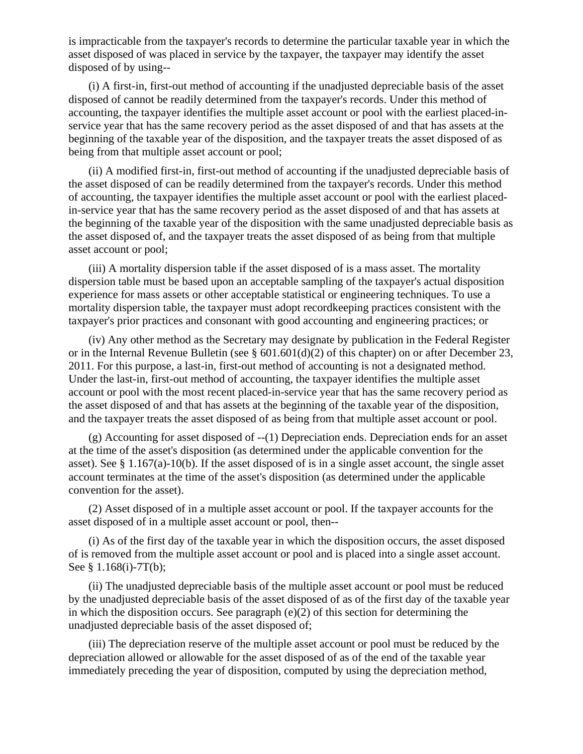is impracticable from the taxpayer's records to determine the particular taxable year in which the asset disposed of was placed in service by the taxpayer, the taxpayer may identify the asset disposed of by using--

(i) A first-in, first-out method of accounting if the unadjusted depreciable basis of the asset disposed of cannot be readily determined from the taxpayer's records. Under this method of accounting, the taxpayer identifies the multiple asset account or pool with the earliest placed-in-service year that has the same recovery period as the asset disposed of and that has assets at the beginning of the taxable year of the disposition, and the taxpayer treats the asset disposed of as being from that multiple asset account or pool;

(ii) A modified first-in, first-out method of accounting if the unadjusted depreciable basis of the asset disposed of can be readily determined from the taxpayer's records. Under this method of accounting, the taxpayer identifies the multiple asset account or pool with the earliest placed-in-service year that has the same recovery period as the asset disposed of and that has assets at the beginning of the taxable year of the disposition with the same unadjusted depreciable basis as the asset disposed of, and the taxpayer treats the asset disposed of as being from that multiple asset account or pool;

(iii) A mortality dispersion table if the asset disposed of is a mass asset. The mortality dispersion table must be based upon an acceptable sampling of the taxpayer's actual disposition experience for mass assets or other acceptable statistical or engineering techniques. To use a mortality dispersion table, the taxpayer must adopt recordkeeping practices consistent with the taxpayer's prior practices and consonant with good accounting and engineering practices; or

(iv) Any other method as the Secretary may designate by publication in the Federal Register or in the Internal Revenue Bulletin (see § 601.601(d)(2) of this chapter) on or after December 23, 2011. For this purpose, a last-in, first-out method of accounting is not a designated method. Under the last-in, first-out method of accounting, the taxpayer identifies the multiple asset account or pool with the most recent placed-in-service year that has the same recovery period as the asset disposed of and that has assets at the beginning of the taxable year of the disposition, and the taxpayer treats the asset disposed of as being from that multiple asset account or pool.

(g) Accounting for asset disposed of --(1) Depreciation ends. Depreciation ends for an asset at the time of the asset's disposition (as determined under the applicable convention for the asset). See § 1.167(a)-10(b). If the asset disposed of is in a single asset account, the single asset account terminates at the time of the asset's disposition (as determined under the applicable convention for the asset).

(2) Asset disposed of in a multiple asset account or pool. If the taxpayer accounts for the asset disposed of in a multiple asset account or pool, then--

(i) As of the first day of the taxable year in which the disposition occurs, the asset disposed of is removed from the multiple asset account or pool and is placed into a single asset account. See § 1.168(i)-7T(b);

(ii) The unadjusted depreciable basis of the multiple asset account or pool must be reduced by the unadjusted depreciable basis of the asset disposed of as of the first day of the taxable year in which the disposition occurs. See paragraph (e)(2) of this section for determining the unadjusted depreciable basis of the asset disposed of;

(iii) The depreciation reserve of the multiple asset account or pool must be reduced by the depreciation allowed or allowable for the asset disposed of as of the end of the taxable year immediately preceding the year of disposition, computed by using the depreciation method,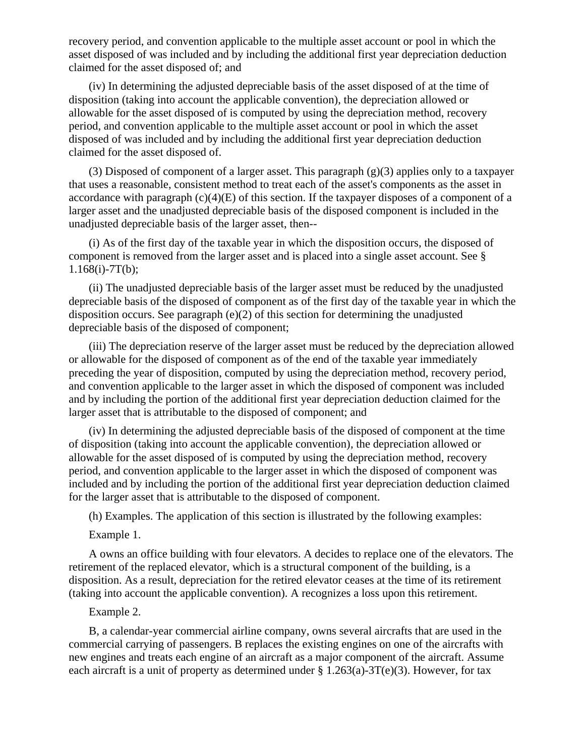recovery period, and convention applicable to the multiple asset account or pool in which the asset disposed of was included and by including the additional first year depreciation deduction claimed for the asset disposed of; and

(iv) In determining the adjusted depreciable basis of the asset disposed of at the time of disposition (taking into account the applicable convention), the depreciation allowed or allowable for the asset disposed of is computed by using the depreciation method, recovery period, and convention applicable to the multiple asset account or pool in which the asset disposed of was included and by including the additional first year depreciation deduction claimed for the asset disposed of.

(3) Disposed of component of a larger asset. This paragraph (g)(3) applies only to a taxpayer that uses a reasonable, consistent method to treat each of the asset's components as the asset in accordance with paragraph (c)(4)(E) of this section. If the taxpayer disposes of a component of a larger asset and the unadjusted depreciable basis of the disposed component is included in the unadjusted depreciable basis of the larger asset, then--

(i) As of the first day of the taxable year in which the disposition occurs, the disposed of component is removed from the larger asset and is placed into a single asset account. See § 1.168(i)-7T(b);

(ii) The unadjusted depreciable basis of the larger asset must be reduced by the unadjusted depreciable basis of the disposed of component as of the first day of the taxable year in which the disposition occurs. See paragraph (e)(2) of this section for determining the unadjusted depreciable basis of the disposed of component;

(iii) The depreciation reserve of the larger asset must be reduced by the depreciation allowed or allowable for the disposed of component as of the end of the taxable year immediately preceding the year of disposition, computed by using the depreciation method, recovery period, and convention applicable to the larger asset in which the disposed of component was included and by including the portion of the additional first year depreciation deduction claimed for the larger asset that is attributable to the disposed of component; and

(iv) In determining the adjusted depreciable basis of the disposed of component at the time of disposition (taking into account the applicable convention), the depreciation allowed or allowable for the asset disposed of is computed by using the depreciation method, recovery period, and convention applicable to the larger asset in which the disposed of component was included and by including the portion of the additional first year depreciation deduction claimed for the larger asset that is attributable to the disposed of component.

(h) Examples. The application of this section is illustrated by the following examples:

Example 1.

A owns an office building with four elevators. A decides to replace one of the elevators. The retirement of the replaced elevator, which is a structural component of the building, is a disposition. As a result, depreciation for the retired elevator ceases at the time of its retirement (taking into account the applicable convention). A recognizes a loss upon this retirement.

Example 2.

B, a calendar-year commercial airline company, owns several aircrafts that are used in the commercial carrying of passengers. B replaces the existing engines on one of the aircrafts with new engines and treats each engine of an aircraft as a major component of the aircraft. Assume each aircraft is a unit of property as determined under § 1.263(a)-3T(e)(3). However, for tax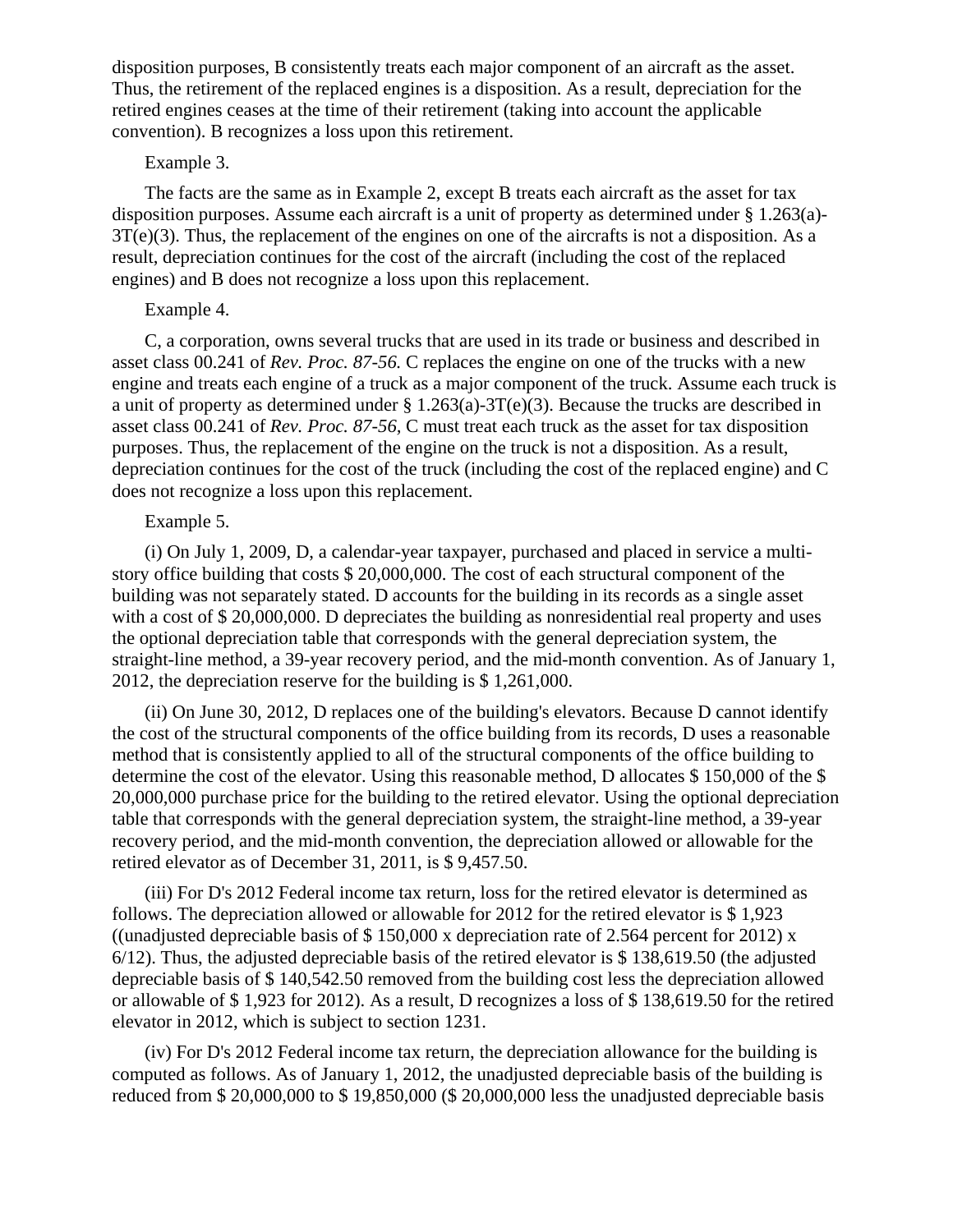disposition purposes, B consistently treats each major component of an aircraft as the asset. Thus, the retirement of the replaced engines is a disposition. As a result, depreciation for the retired engines ceases at the time of their retirement (taking into account the applicable convention). B recognizes a loss upon this retirement.

Example 3.

The facts are the same as in Example 2, except B treats each aircraft as the asset for tax disposition purposes. Assume each aircraft is a unit of property as determined under § 1.263(a)-3T(e)(3). Thus, the replacement of the engines on one of the aircrafts is not a disposition. As a result, depreciation continues for the cost of the aircraft (including the cost of the replaced engines) and B does not recognize a loss upon this replacement.

Example 4.

C, a corporation, owns several trucks that are used in its trade or business and described in asset class 00.241 of *Rev. Proc. 87-56.* C replaces the engine on one of the trucks with a new engine and treats each engine of a truck as a major component of the truck. Assume each truck is a unit of property as determined under § 1.263(a)-3T(e)(3). Because the trucks are described in asset class 00.241 of *Rev. Proc. 87-56*, C must treat each truck as the asset for tax disposition purposes. Thus, the replacement of the engine on the truck is not a disposition. As a result, depreciation continues for the cost of the truck (including the cost of the replaced engine) and C does not recognize a loss upon this replacement.

Example 5.

(i) On July 1, 2009, D, a calendar-year taxpayer, purchased and placed in service a multi-story office building that costs $ 20,000,000. The cost of each structural component of the building was not separately stated. D accounts for the building in its records as a single asset with a cost of $ 20,000,000. D depreciates the building as nonresidential real property and uses the optional depreciation table that corresponds with the general depreciation system, the straight-line method, a 39-year recovery period, and the mid-month convention. As of January 1, 2012, the depreciation reserve for the building is $ 1,261,000.

(ii) On June 30, 2012, D replaces one of the building's elevators. Because D cannot identify the cost of the structural components of the office building from its records, D uses a reasonable method that is consistently applied to all of the structural components of the office building to determine the cost of the elevator. Using this reasonable method, D allocates $ 150,000 of the $ 20,000,000 purchase price for the building to the retired elevator. Using the optional depreciation table that corresponds with the general depreciation system, the straight-line method, a 39-year recovery period, and the mid-month convention, the depreciation allowed or allowable for the retired elevator as of December 31, 2011, is $ 9,457.50.

(iii) For D's 2012 Federal income tax return, loss for the retired elevator is determined as follows. The depreciation allowed or allowable for 2012 for the retired elevator is $ 1,923 ((unadjusted depreciable basis of $ 150,000 x depreciation rate of 2.564 percent for 2012) x 6/12). Thus, the adjusted depreciable basis of the retired elevator is $ 138,619.50 (the adjusted depreciable basis of $ 140,542.50 removed from the building cost less the depreciation allowed or allowable of $ 1,923 for 2012). As a result, D recognizes a loss of $ 138,619.50 for the retired elevator in 2012, which is subject to section 1231.

(iv) For D's 2012 Federal income tax return, the depreciation allowance for the building is computed as follows. As of January 1, 2012, the unadjusted depreciable basis of the building is reduced from $ 20,000,000 to $ 19,850,000 ($ 20,000,000 less the unadjusted depreciable basis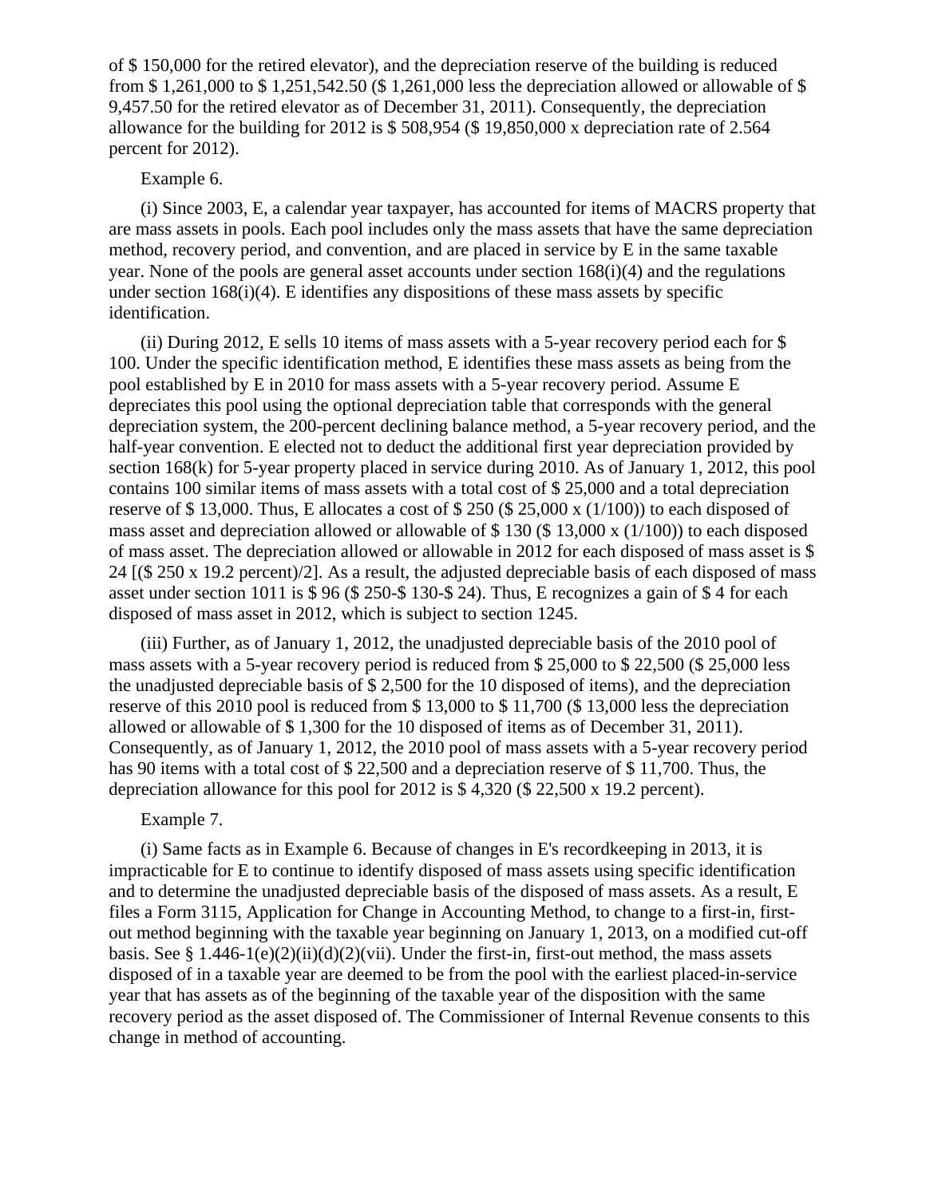of $ 150,000 for the retired elevator), and the depreciation reserve of the building is reduced from $ 1,261,000 to $ 1,251,542.50 ($ 1,261,000 less the depreciation allowed or allowable of $ 9,457.50 for the retired elevator as of December 31, 2011). Consequently, the depreciation allowance for the building for 2012 is $ 508,954 ($ 19,850,000 x depreciation rate of 2.564 percent for 2012).

Example 6.

(i) Since 2003, E, a calendar year taxpayer, has accounted for items of MACRS property that are mass assets in pools. Each pool includes only the mass assets that have the same depreciation method, recovery period, and convention, and are placed in service by E in the same taxable year. None of the pools are general asset accounts under section 168(i)(4) and the regulations under section 168(i)(4). E identifies any dispositions of these mass assets by specific identification.

(ii) During 2012, E sells 10 items of mass assets with a 5-year recovery period each for $ 100. Under the specific identification method, E identifies these mass assets as being from the pool established by E in 2010 for mass assets with a 5-year recovery period. Assume E depreciates this pool using the optional depreciation table that corresponds with the general depreciation system, the 200-percent declining balance method, a 5-year recovery period, and the half-year convention. E elected not to deduct the additional first year depreciation provided by section 168(k) for 5-year property placed in service during 2010. As of January 1, 2012, this pool contains 100 similar items of mass assets with a total cost of $ 25,000 and a total depreciation reserve of $ 13,000. Thus, E allocates a cost of $ 250 ($ 25,000 x (1/100)) to each disposed of mass asset and depreciation allowed or allowable of $ 130 ($ 13,000 x (1/100)) to each disposed of mass asset. The depreciation allowed or allowable in 2012 for each disposed of mass asset is $ 24 [($ 250 x 19.2 percent)/2]. As a result, the adjusted depreciable basis of each disposed of mass asset under section 1011 is $ 96 ($ 250-$ 130-$ 24). Thus, E recognizes a gain of $ 4 for each disposed of mass asset in 2012, which is subject to section 1245.

(iii) Further, as of January 1, 2012, the unadjusted depreciable basis of the 2010 pool of mass assets with a 5-year recovery period is reduced from $ 25,000 to $ 22,500 ($ 25,000 less the unadjusted depreciable basis of $ 2,500 for the 10 disposed of items), and the depreciation reserve of this 2010 pool is reduced from $ 13,000 to $ 11,700 ($ 13,000 less the depreciation allowed or allowable of $ 1,300 for the 10 disposed of items as of December 31, 2011). Consequently, as of January 1, 2012, the 2010 pool of mass assets with a 5-year recovery period has 90 items with a total cost of $ 22,500 and a depreciation reserve of $ 11,700. Thus, the depreciation allowance for this pool for 2012 is $ 4,320 ($ 22,500 x 19.2 percent).

Example 7.

(i) Same facts as in Example 6. Because of changes in E's recordkeeping in 2013, it is impracticable for E to continue to identify disposed of mass assets using specific identification and to determine the unadjusted depreciable basis of the disposed of mass assets. As a result, E files a Form 3115, Application for Change in Accounting Method, to change to a first-in, first-out method beginning with the taxable year beginning on January 1, 2013, on a modified cut-off basis. See § 1.446-1(e)(2)(ii)(d)(2)(vii). Under the first-in, first-out method, the mass assets disposed of in a taxable year are deemed to be from the pool with the earliest placed-in-service year that has assets as of the beginning of the taxable year of the disposition with the same recovery period as the asset disposed of. The Commissioner of Internal Revenue consents to this change in method of accounting.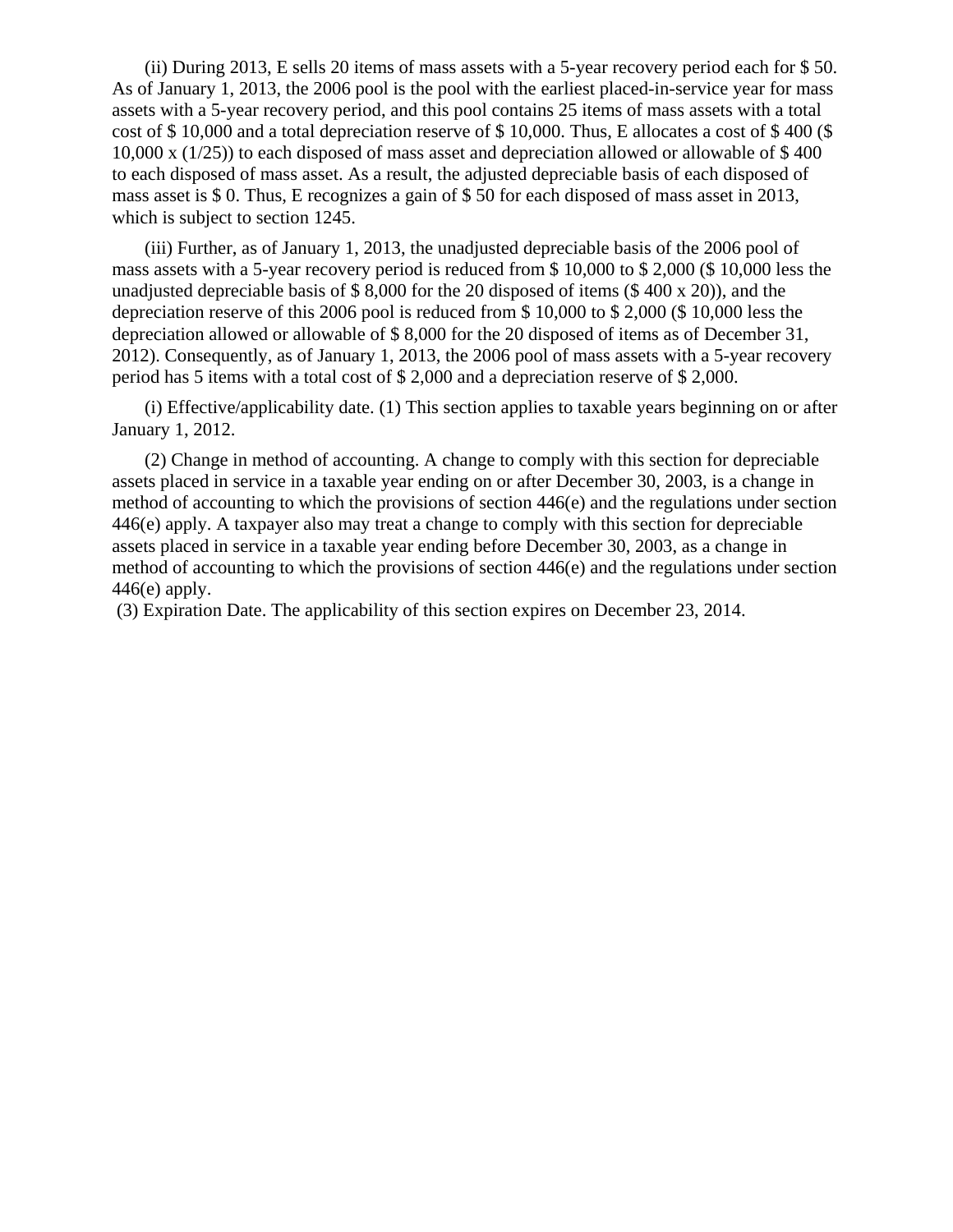(ii) During 2013, E sells 20 items of mass assets with a 5-year recovery period each for $ 50. As of January 1, 2013, the 2006 pool is the pool with the earliest placed-in-service year for mass assets with a 5-year recovery period, and this pool contains 25 items of mass assets with a total cost of $ 10,000 and a total depreciation reserve of $ 10,000. Thus, E allocates a cost of $ 400 ($ 10,000 x (1/25)) to each disposed of mass asset and depreciation allowed or allowable of $ 400 to each disposed of mass asset. As a result, the adjusted depreciable basis of each disposed of mass asset is $ 0. Thus, E recognizes a gain of $ 50 for each disposed of mass asset in 2013, which is subject to section 1245.

(iii) Further, as of January 1, 2013, the unadjusted depreciable basis of the 2006 pool of mass assets with a 5-year recovery period is reduced from $ 10,000 to $ 2,000 ($ 10,000 less the unadjusted depreciable basis of $ 8,000 for the 20 disposed of items ($ 400 x 20)), and the depreciation reserve of this 2006 pool is reduced from $ 10,000 to $ 2,000 ($ 10,000 less the depreciation allowed or allowable of $ 8,000 for the 20 disposed of items as of December 31, 2012). Consequently, as of January 1, 2013, the 2006 pool of mass assets with a 5-year recovery period has 5 items with a total cost of $ 2,000 and a depreciation reserve of $ 2,000.

(i) Effective/applicability date. (1) This section applies to taxable years beginning on or after January 1, 2012.

(2) Change in method of accounting. A change to comply with this section for depreciable assets placed in service in a taxable year ending on or after December 30, 2003, is a change in method of accounting to which the provisions of section 446(e) and the regulations under section 446(e) apply. A taxpayer also may treat a change to comply with this section for depreciable assets placed in service in a taxable year ending before December 30, 2003, as a change in method of accounting to which the provisions of section 446(e) and the regulations under section 446(e) apply.

(3) Expiration Date. The applicability of this section expires on December 23, 2014.